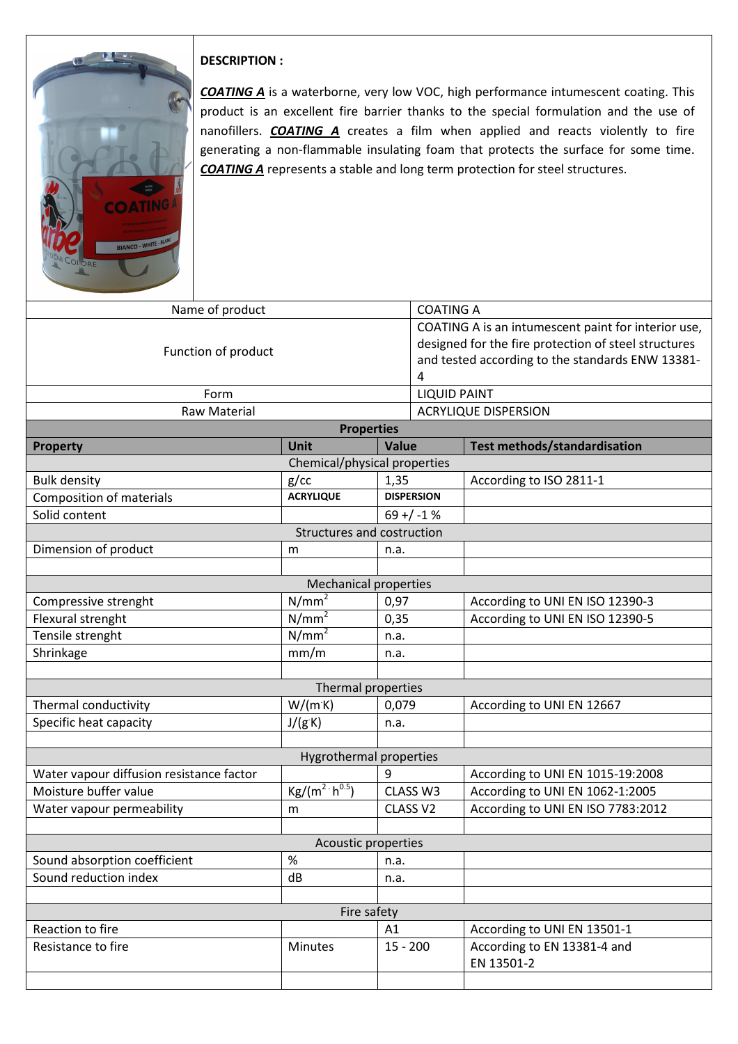**DESCRIPTION :**

***COATING A*** is a waterborne, very low VOC, high performance intumescent coating. This product is an excellent fire barrier thanks to the special formulation and the use of nanofillers. ***COATING A*** creates a film when applied and reacts violently to fire generating a non-flammable insulating foam that protects the surface for some time. ***COATING A*** represents a stable and long term protection for steel structures.

| Name of product | COATING A |
|---|---|
| Function of product | COATING A is an intumescent paint for interior use, designed for the fire protection of steel structures and tested according to the standards ENW 13381-4 |
| Form | LIQUID PAINT |
| Raw Material | ACRYLIQUE DISPERSION |

| **Property** | **Unit** | **Value** | **Test methods/standardisation** |
|---|---|---|---|
| **Properties** | | | |
| Chemical/physical properties | | | |
| Bulk density | g/cc | 1,35 | According to ISO 2811-1 |
| Composition of materials | **ACRYLIQUE** | **DISPERSION** | |
| Solid content | | 69 +/ -1 % | |
| Structures and costruction | | | |
| Dimension of product | m | n.a. | |
| | | | |
| Mechanical properties | | | |
| Compressive strenght | $N/mm^2$ | 0,97 | According to UNI EN ISO 12390-3 |
| Flexural strenght | $N/mm^2$ | 0,35 | According to UNI EN ISO 12390-5 |
| Tensile strenght | $N/mm^2$ | n.a. | |
| Shrinkage | mm/m | n.a. | |
| | | | |
| Thermal properties | | | |
| Thermal conductivity | W/(m·K) | 0,079 | According to UNI EN 12667 |
| Specific heat capacity | J/(g·K) | n.a. | |
| | | | |
| Hygrothermal properties | | | |
| Water vapour diffusion resistance factor | | 9 | According to UNI EN 1015-19:2008 |
| Moisture buffer value | $Kg/(m^2 \cdot h^{0.5})$ | CLASS W3 | According to UNI EN 1062-1:2005 |
| Water vapour permeability | m | CLASS V2 | According to UNI EN ISO 7783:2012 |
| | | | |
| Acoustic properties | | | |
| Sound absorption coefficient | % | n.a. | |
| Sound reduction index | dB | n.a. | |
| | | | |
| Fire safety | | | |
| Reaction to fire | | A1 | According to UNI EN 13501-1 |
| Resistance to fire | Minutes | 15 - 200 | According to EN 13381-4 and EN 13501-2 |
| | | | |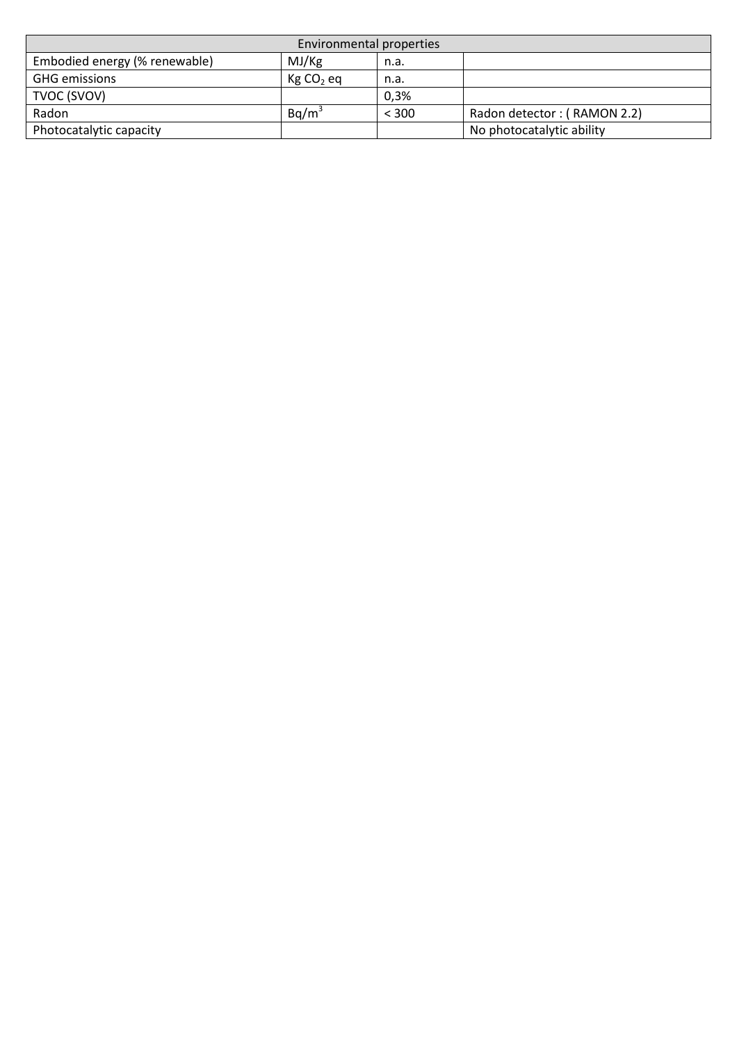| Environmental properties | | | |
|---|---|---|---|
| Embodied energy (% renewable) | MJ/Kg | n.a. | |
| GHG emissions | Kg $CO_2$ eq | n.a. | |
| TVOC (SVOV) | | 0,3% | |
| Radon | $Bq/m^3$ | < 300 | Radon detector : ( RAMON 2.2) |
| Photocatalytic capacity | | | No photocatalytic ability |